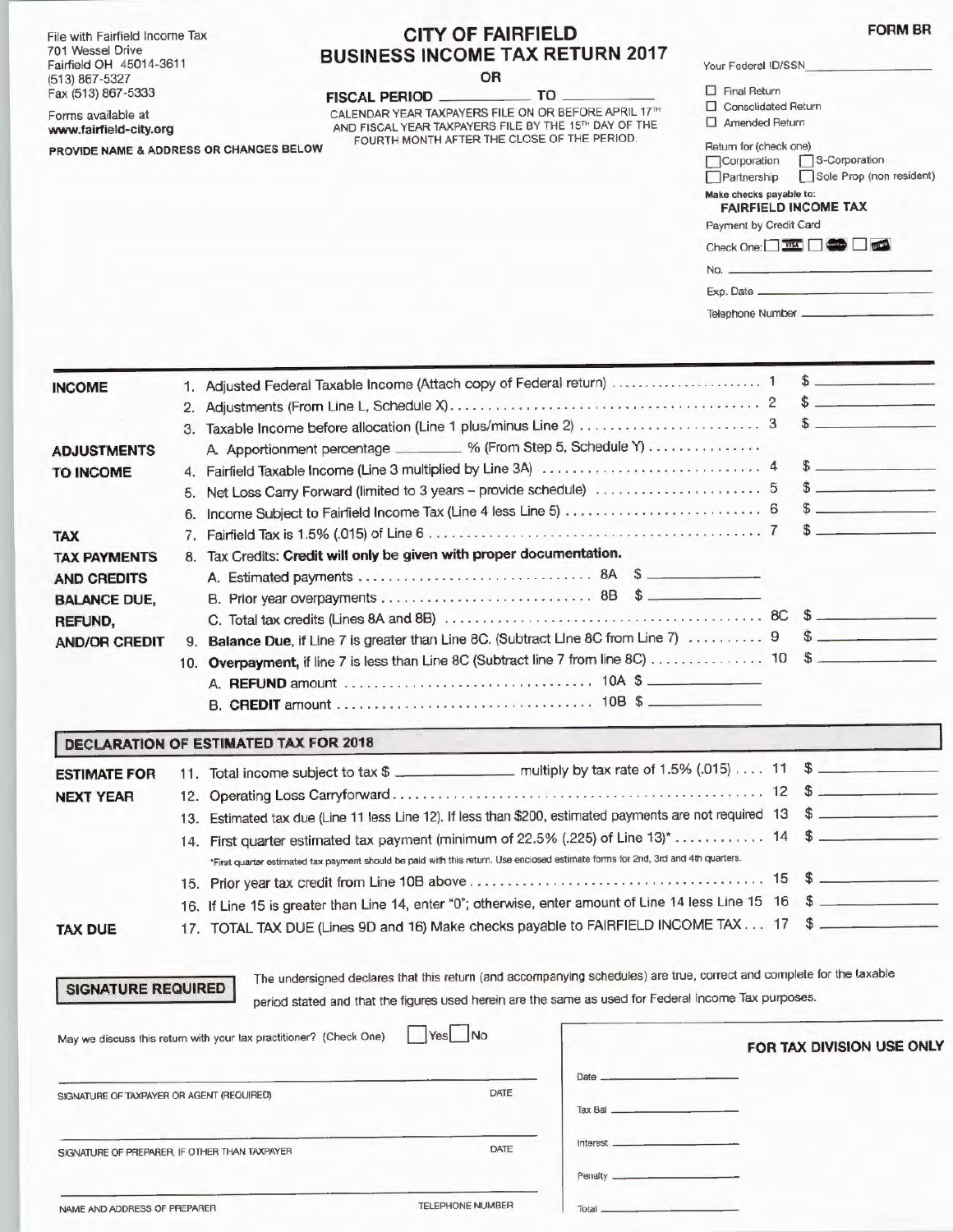File with Fairfield Income Tax
701 Wessel Drive
Fairfield OH 45014-3611
(513) 867-5327
Fax (513) 867-5333

Forms available at
**www.fairfield-city.org**

**PROVIDE NAME & ADDRESS OR CHANGES BELOW**

# CITY OF FAIRFIELD
## BUSINESS INCOME TAX RETURN 2017

**OR**

**FISCAL PERIOD** ____________ **TO** ____________

CALENDAR YEAR TAXPAYERS FILE ON OR BEFORE APRIL 17TH AND FISCAL YEAR TAXPAYERS FILE BY THE 15TH DAY OF THE FOURTH MONTH AFTER THE CLOSE OF THE PERIOD.

**FORM BR**

Your Federal ID/SSN ____________

☐ Final Return
☐ Consolidated Return
☐ Amended Return

Return for (check one)
☐ Corporation ☐ S-Corporation
☐ Partnership ☐ Sole Prop (non resident)

**Make checks payable to:**
**FAIRFIELD INCOME TAX**

Payment by Credit Card
Check One: ☐ VISA ☐ MasterCard ☐ Discover

No. ____________

Exp. Date ____________

Telephone Number ____________

| | | | |
|---|---|---|---|
| **INCOME** | 1. Adjusted Federal Taxable Income (Attach copy of Federal return) | 1 | $ ______ |
| | 2. Adjustments (From Line L, Schedule X) | 2 | $ ______ |
| | 3. Taxable Income before allocation (Line 1 plus/minus Line 2) | 3 | $ ______ |
| **ADJUSTMENTS** | A. Apportionment percentage ______ % (From Step 5, Schedule Y) | | |
| **TO INCOME** | 4. Fairfield Taxable Income (Line 3 multiplied by Line 3A) | 4 | $ ______ |
| | 5. Net Loss Carry Forward (limited to 3 years – provide schedule) | 5 | $ ______ |
| | 6. Income Subject to Fairfield Income Tax (Line 4 less Line 5) | 6 | $ ______ |
| **TAX** | 7. Fairfield Tax is 1.5% (.015) of Line 6 | 7 | $ ______ |
| **TAX PAYMENTS** | 8. Tax Credits: **Credit will only be given with proper documentation.** | | |
| **AND CREDITS** | A. Estimated payments ........ 8A $ ______ | | |
| **BALANCE DUE,** | B. Prior year overpayments ........ 8B $ ______ | | |
| **REFUND,** | C. Total tax credits (Lines 8A and 8B) | 8C | $ ______ |
| **AND/OR CREDIT** | 9. **Balance Due**, if Line 7 is greater than Line 8C. (Subtract Line 8C from Line 7) | 9 | $ ______ |
| | 10. **Overpayment**, if line 7 is less than Line 8C (Subtract line 7 from line 8C) | 10 | $ ______ |
| | A. **REFUND** amount ........ 10A $ ______ | | |
| | B. **CREDIT** amount ........ 10B $ ______ | | |

### DECLARATION OF ESTIMATED TAX FOR 2018

| | | | |
|---|---|---|---|
| **ESTIMATE FOR** | 11. Total income subject to tax $ ______ multiply by tax rate of 1.5% (.015) | 11 | $ ______ |
| **NEXT YEAR** | 12. Operating Loss Carryforward | 12 | $ ______ |
| | 13. Estimated tax due (Line 11 less Line 12). If less than $200, estimated payments are not required | 13 | $ ______ |
| | 14. First quarter estimated tax payment (minimum of 22.5% (.225) of Line 13)* | 14 | $ ______ |
| | *First quarter estimated tax payment should be paid with this return. Use enclosed estimate forms for 2nd, 3rd and 4th quarters. | | |
| | 15. Prior year tax credit from Line 10B above | 15 | $ ______ |
| | 16. If Line 15 is greater than Line 14, enter "0"; otherwise, enter amount of Line 14 less Line 15 | 16 | $ ______ |
| **TAX DUE** | 17. TOTAL TAX DUE (Lines 9D and 16) Make checks payable to FAIRFIELD INCOME TAX | 17 | $ ______ |

**SIGNATURE REQUIRED**

The undersigned declares that this return (and accompanying schedules) are true, correct and complete for the taxable period stated and that the figures used herein are the same as used for Federal Income Tax purposes.

May we discuss this return with your tax practitioner? (Check One) ☐ Yes ☐ No

______________________________ DATE
SIGNATURE OF TAXPAYER OR AGENT (REQUIRED)

______________________________ DATE
SIGNATURE OF PREPARER, IF OTHER THAN TAXPAYER

______________________________ TELEPHONE NUMBER
NAME AND ADDRESS OF PREPARER

**FOR TAX DIVISION USE ONLY**

Date ____________

Tax Bal ____________

Interest ____________

Penalty ____________

Total ____________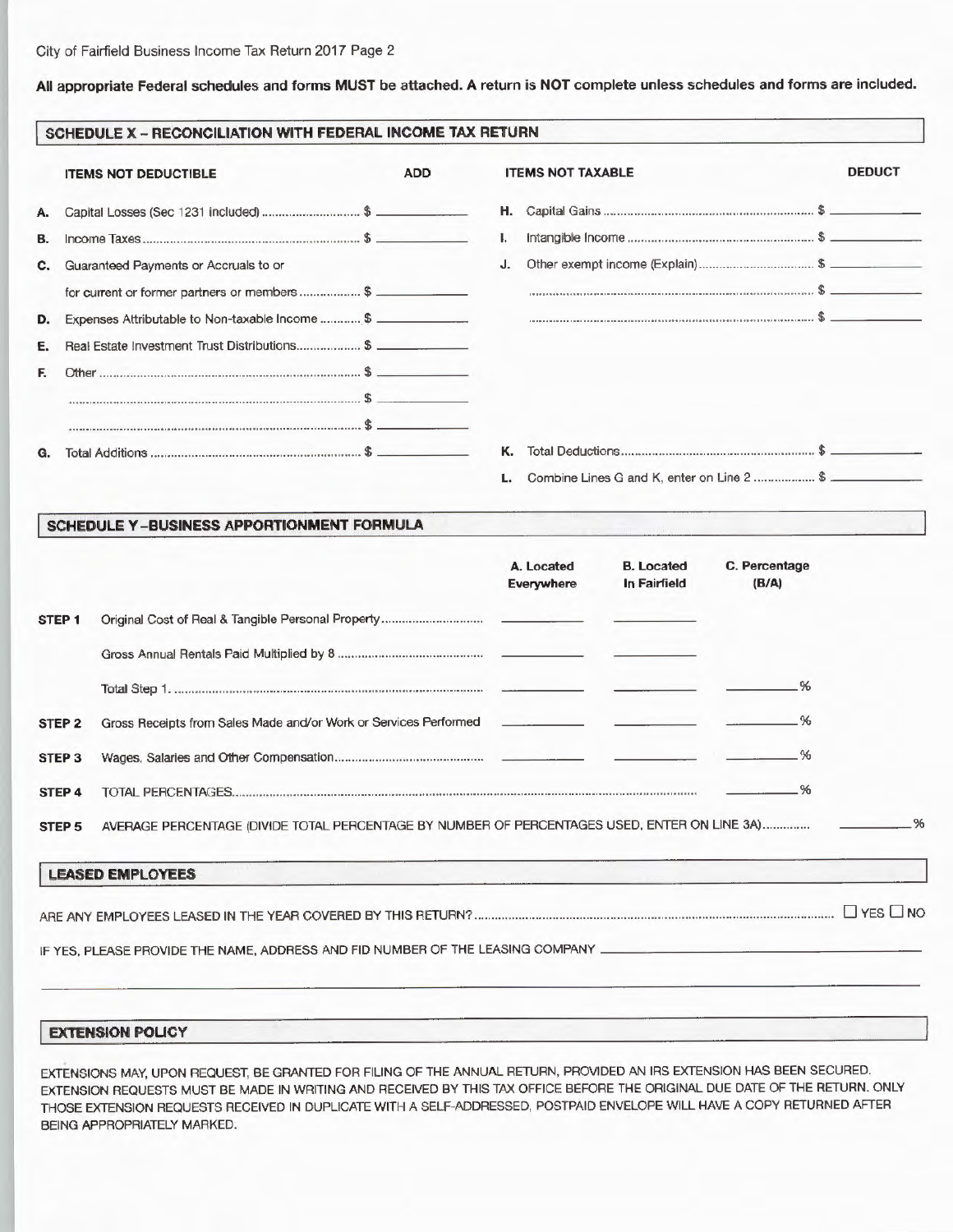City of Fairfield Business Income Tax Return 2017 Page 2

**All appropriate Federal schedules and forms MUST be attached. A return is NOT complete unless schedules and forms are included.**

## SCHEDULE X – RECONCILIATION WITH FEDERAL INCOME TAX RETURN

| ITEMS NOT DEDUCTIBLE | ADD | ITEMS NOT TAXABLE | DEDUCT |
|---|---|---|---|
| A. Capital Losses (Sec 1231 included) | $ | H. Capital Gains | $ |
| B. Income Taxes | $ | I. Intangible Income | $ |
| C. Guaranteed Payments or Accruals to or for current or former partners or members | $ | J. Other exempt income (Explain) | $ |
| | | | $ |
| | | | $ |
| D. Expenses Attributable to Non-taxable Income | $ | | |
| E. Real Estate Investment Trust Distributions | $ | | |
| F. Other | $ | | |
| | $ | | |
| | $ | | |
| G. Total Additions | $ | K. Total Deductions | $ |
| | | L. Combine Lines G and K, enter on Line 2 | $ |

## SCHEDULE Y – BUSINESS APPORTIONMENT FORMULA

| | | A. Located Everywhere | B. Located In Fairfield | C. Percentage (B/A) |
|---|---|---|---|---|
| STEP 1 | Original Cost of Real & Tangible Personal Property | | | |
| | Gross Annual Rentals Paid Multiplied by 8 | | | |
| | Total Step 1. | | | % |
| STEP 2 | Gross Receipts from Sales Made and/or Work or Services Performed | | | % |
| STEP 3 | Wages, Salaries and Other Compensation | | | % |
| STEP 4 | TOTAL PERCENTAGES | | | % |

STEP 5 AVERAGE PERCENTAGE (DIVIDE TOTAL PERCENTAGE BY NUMBER OF PERCENTAGES USED, ENTER ON LINE 3A) ____%

## LEASED EMPLOYEES

ARE ANY EMPLOYEES LEASED IN THE YEAR COVERED BY THIS RETURN? ☐ YES ☐ NO

IF YES, PLEASE PROVIDE THE NAME, ADDRESS AND FID NUMBER OF THE LEASING COMPANY ____________

## EXTENSION POLICY

EXTENSIONS MAY, UPON REQUEST, BE GRANTED FOR FILING OF THE ANNUAL RETURN, PROVIDED AN IRS EXTENSION HAS BEEN SECURED. EXTENSION REQUESTS MUST BE MADE IN WRITING AND RECEIVED BY THIS TAX OFFICE BEFORE THE ORIGINAL DUE DATE OF THE RETURN. ONLY THOSE EXTENSION REQUESTS RECEIVED IN DUPLICATE WITH A SELF-ADDRESSED, POSTPAID ENVELOPE WILL HAVE A COPY RETURNED AFTER BEING APPROPRIATELY MARKED.